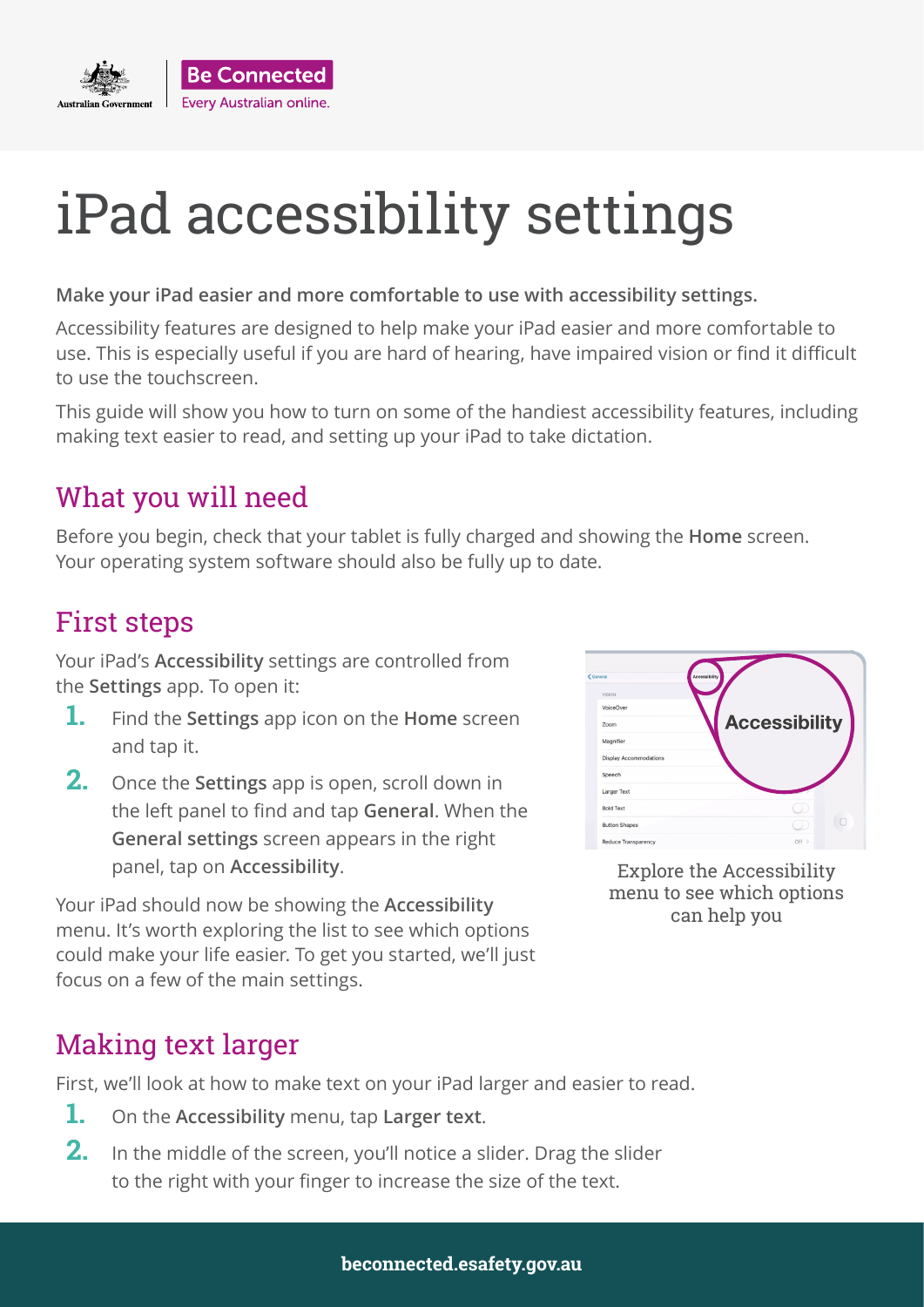# iPad accessibility settings

**Make your iPad easier and more comfortable to use with accessibility settings.**

Accessibility features are designed to help make your iPad easier and more comfortable to use. This is especially useful if you are hard of hearing, have impaired vision or find it difficult to use the touchscreen.

This guide will show you how to turn on some of the handiest accessibility features, including making text easier to read, and setting up your iPad to take dictation.

## What you will need

Before you begin, check that your tablet is fully charged and showing the **Home** screen. Your operating system software should also be fully up to date.

## First steps

Your iPad's **Accessibility** settings are controlled from the **Settings** app. To open it:

1. Find the **Settings** app icon on the **Home** screen and tap it.
2. Once the **Settings** app is open, scroll down in the left panel to find and tap **General**. When the **General settings** screen appears in the right panel, tap on **Accessibility**.

Your iPad should now be showing the **Accessibility** menu. It's worth exploring the list to see which options could make your life easier. To get you started, we'll just focus on a few of the main settings.

Explore the Accessibility menu to see which options can help you

## Making text larger

First, we'll look at how to make text on your iPad larger and easier to read.

1. On the **Accessibility** menu, tap **Larger text**.
2. In the middle of the screen, you'll notice a slider. Drag the slider to the right with your finger to increase the size of the text.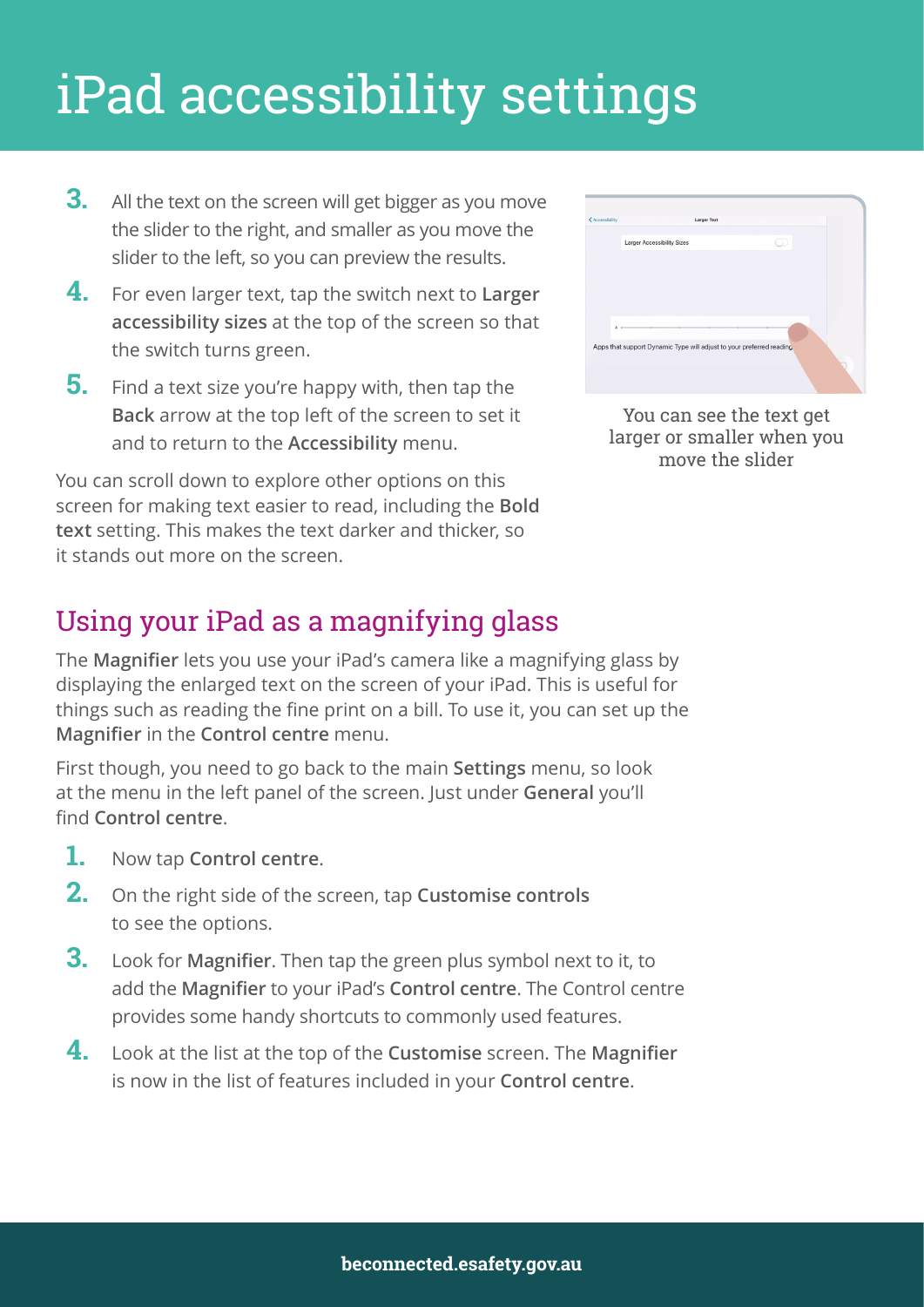# iPad accessibility settings

3. All the text on the screen will get bigger as you move the slider to the right, and smaller as you move the slider to the left, so you can preview the results.
4. For even larger text, tap the switch next to **Larger accessibility sizes** at the top of the screen so that the switch turns green.
5. Find a text size you're happy with, then tap the **Back** arrow at the top left of the screen to set it and to return to the **Accessibility** menu.

You can scroll down to explore other options on this screen for making text easier to read, including the **Bold text** setting. This makes the text darker and thicker, so it stands out more on the screen.

You can see the text get larger or smaller when you move the slider

## Using your iPad as a magnifying glass

The **Magnifier** lets you use your iPad's camera like a magnifying glass by displaying the enlarged text on the screen of your iPad. This is useful for things such as reading the fine print on a bill. To use it, you can set up the **Magnifier** in the **Control centre** menu.

First though, you need to go back to the main **Settings** menu, so look at the menu in the left panel of the screen. Just under **General** you'll find **Control centre**.

1. Now tap **Control centre**.
2. On the right side of the screen, tap **Customise controls** to see the options.
3. Look for **Magnifier**. Then tap the green plus symbol next to it, to add the **Magnifier** to your iPad's **Control centre**. The Control centre provides some handy shortcuts to commonly used features.
4. Look at the list at the top of the **Customise** screen. The **Magnifier** is now in the list of features included in your **Control centre**.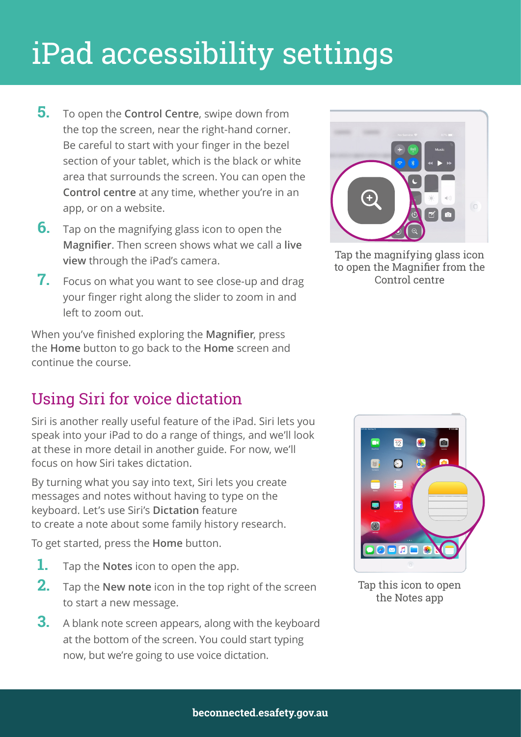# iPad accessibility settings

5. To open the **Control Centre**, swipe down from the top the screen, near the right-hand corner. Be careful to start with your finger in the bezel section of your tablet, which is the black or white area that surrounds the screen. You can open the **Control centre** at any time, whether you're in an app, or on a website.
6. Tap on the magnifying glass icon to open the **Magnifier**. Then screen shows what we call a **live view** through the iPad's camera.
7. Focus on what you want to see close-up and drag your finger right along the slider to zoom in and left to zoom out.

Tap the magnifying glass icon to open the Magnifier from the Control centre

When you've finished exploring the **Magnifier**, press the **Home** button to go back to the **Home** screen and continue the course.

## Using Siri for voice dictation

Siri is another really useful feature of the iPad. Siri lets you speak into your iPad to do a range of things, and we'll look at these in more detail in another guide. For now, we'll focus on how Siri takes dictation.

By turning what you say into text, Siri lets you create messages and notes without having to type on the keyboard. Let's use Siri's **Dictation** feature to create a note about some family history research.

To get started, press the **Home** button.

1. Tap the **Notes** icon to open the app.
2. Tap the **New note** icon in the top right of the screen to start a new message.
3. A blank note screen appears, along with the keyboard at the bottom of the screen. You could start typing now, but we're going to use voice dictation.

Tap this icon to open the Notes app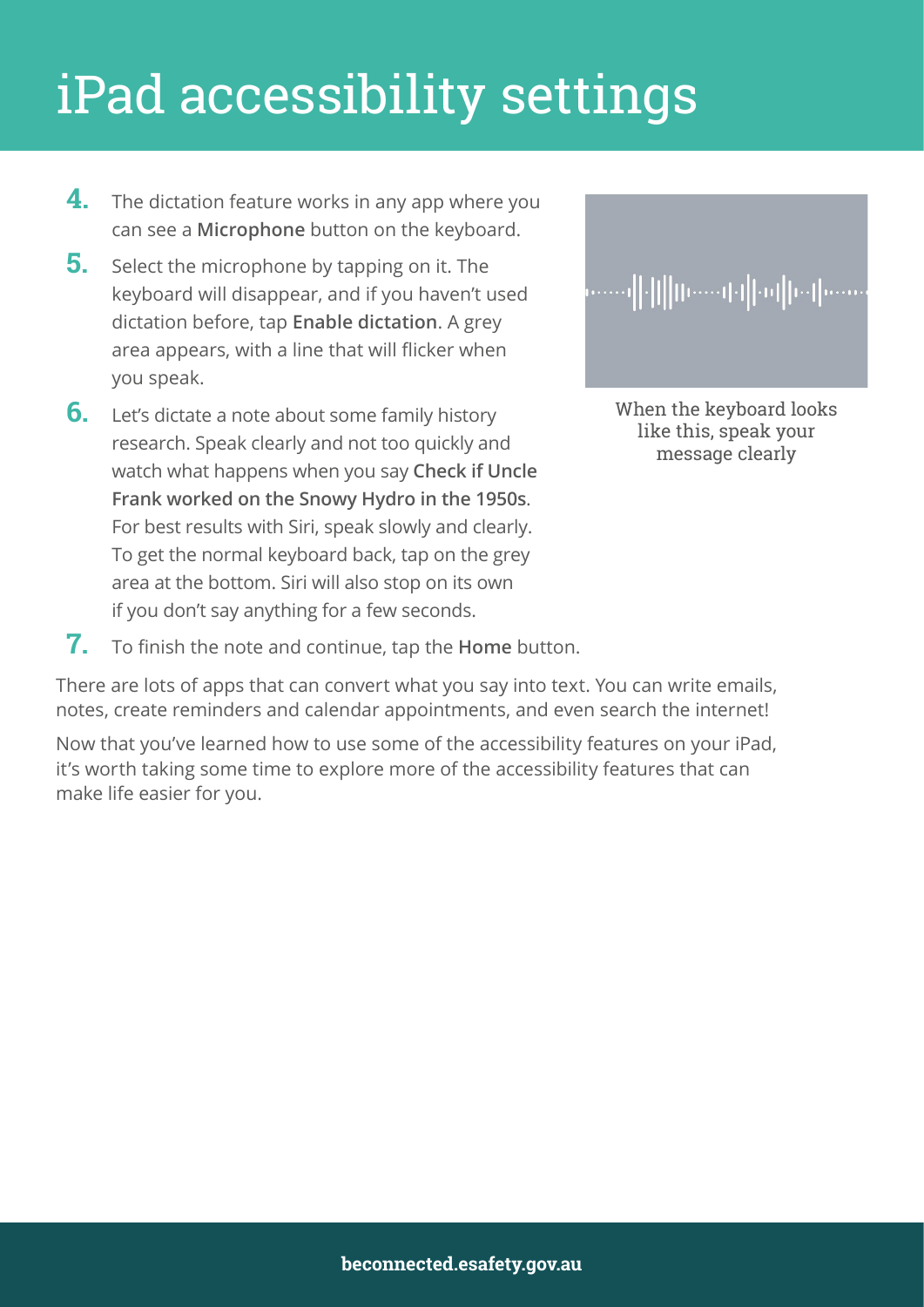# iPad accessibility settings

4. The dictation feature works in any app where you can see a **Microphone** button on the keyboard.
5. Select the microphone by tapping on it. The keyboard will disappear, and if you haven't used dictation before, tap **Enable dictation**. A grey area appears, with a line that will flicker when you speak.
6. Let's dictate a note about some family history research. Speak clearly and not too quickly and watch what happens when you say **Check if Uncle Frank worked on the Snowy Hydro in the 1950s**. For best results with Siri, speak slowly and clearly. To get the normal keyboard back, tap on the grey area at the bottom. Siri will also stop on its own if you don't say anything for a few seconds.
7. To finish the note and continue, tap the **Home** button.

When the keyboard looks like this, speak your message clearly

There are lots of apps that can convert what you say into text. You can write emails, notes, create reminders and calendar appointments, and even search the internet!

Now that you've learned how to use some of the accessibility features on your iPad, it's worth taking some time to explore more of the accessibility features that can make life easier for you.

**beconnected.esafety.gov.au**